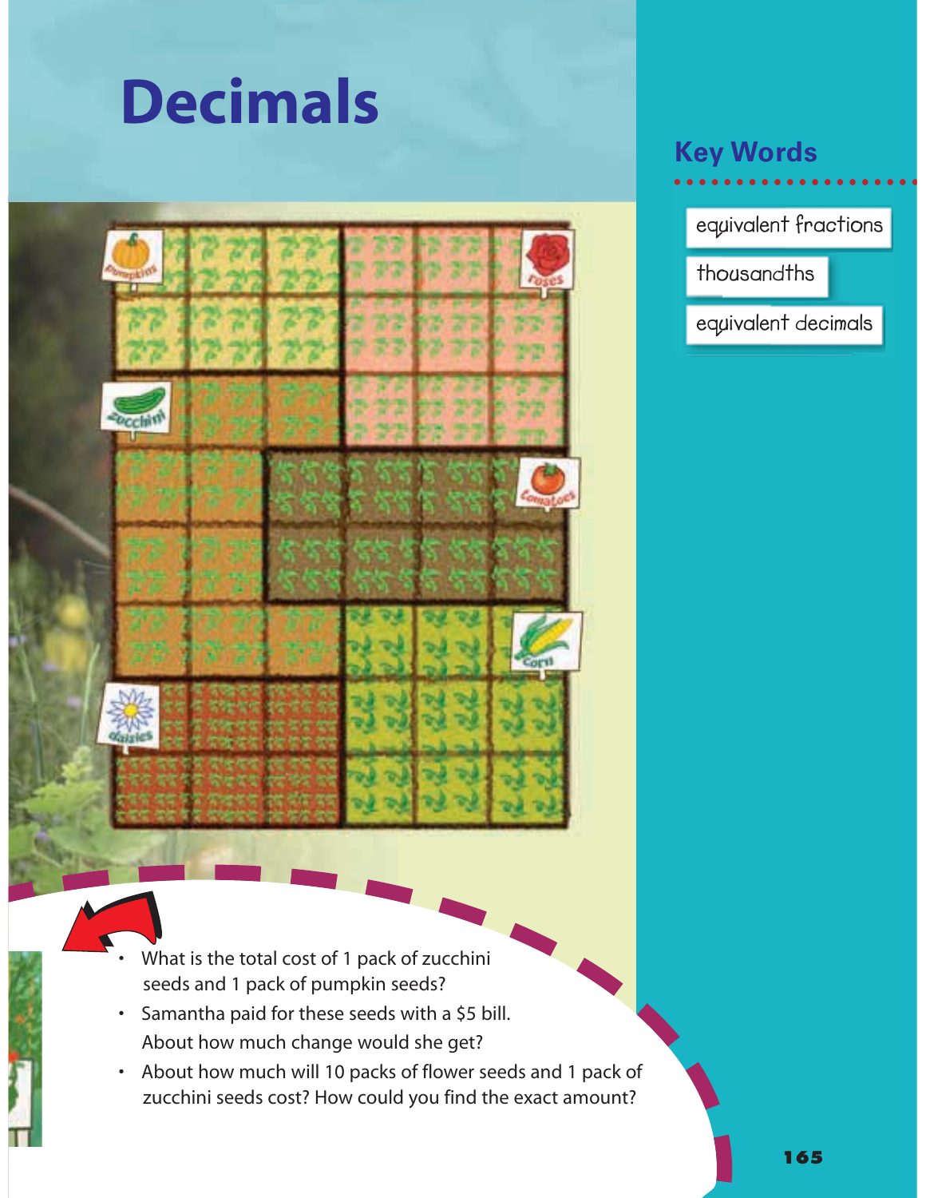# Decimals

## Key Words

equivalent fractions

thousandths

equivalent decimals

- What is the total cost of 1 pack of zucchini seeds and 1 pack of pumpkin seeds?
- Samantha paid for these seeds with a $5 bill. About how much change would she get?
- About how much will 10 packs of flower seeds and 1 pack of zucchini seeds cost? How could you find the exact amount?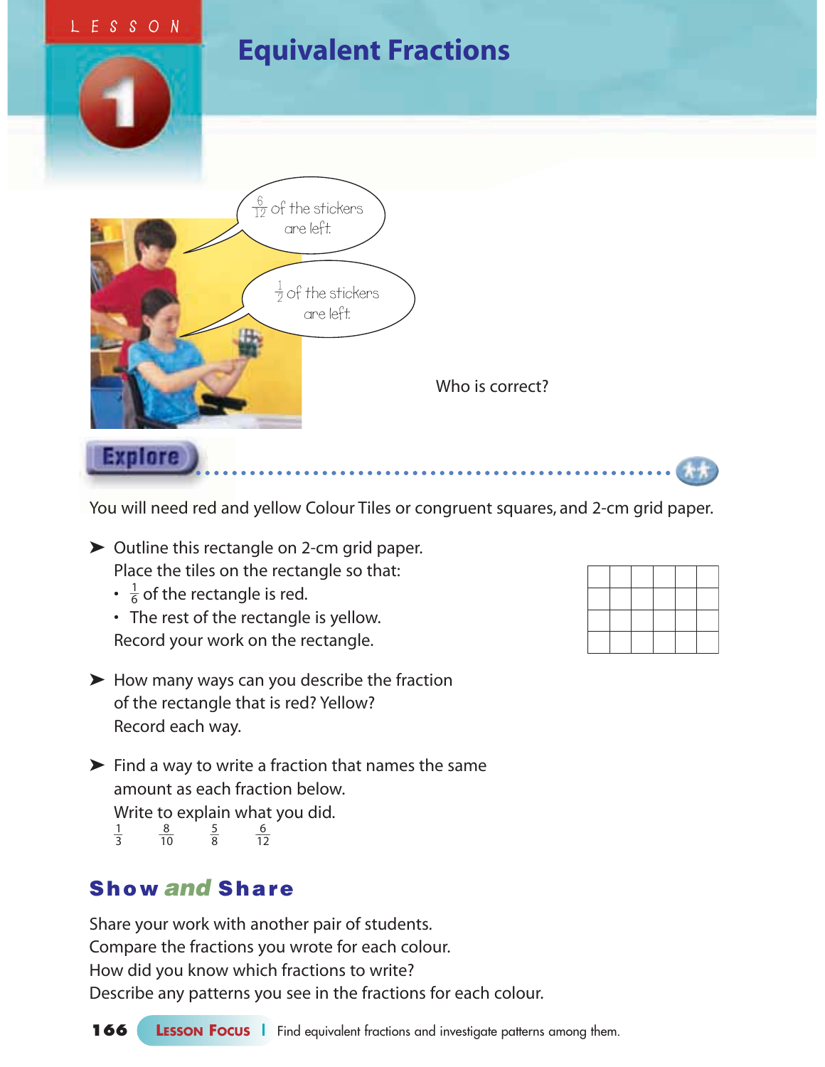# Lesson 1

# Equivalent Fractions

$\frac{6}{12}$ of the stickers are left.

$\frac{1}{2}$ of the stickers are left.

Who is correct?

## Explore

You will need red and yellow Colour Tiles or congruent squares, and 2-cm grid paper.

➤ Outline this rectangle on 2-cm grid paper.
Place the tiles on the rectangle so that:
- $\frac{1}{6}$ of the rectangle is red.
- The rest of the rectangle is yellow.

Record your work on the rectangle.

➤ How many ways can you describe the fraction of the rectangle that is red? Yellow?
Record each way.

➤ Find a way to write a fraction that names the same amount as each fraction below.
Write to explain what you did.

$\frac{1}{3}$ $\frac{8}{10}$ $\frac{5}{8}$ $\frac{6}{12}$

## Show *and* Share

Share your work with another pair of students.
Compare the fractions you wrote for each colour.
How did you know which fractions to write?
Describe any patterns you see in the fractions for each colour.

**Lesson Focus** | Find equivalent fractions and investigate patterns among them.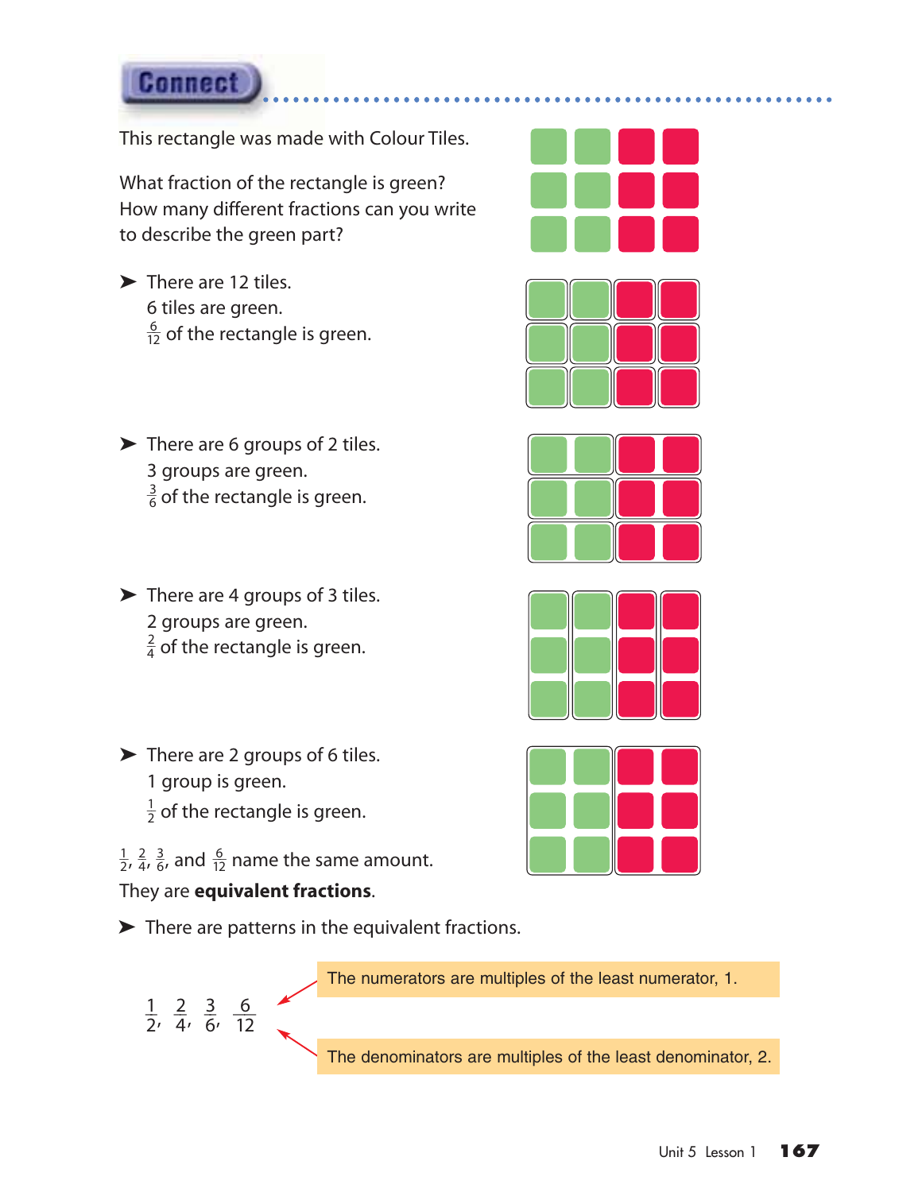## Connect

This rectangle was made with Colour Tiles.

What fraction of the rectangle is green?
How many different fractions can you write to describe the green part?

- There are 12 tiles.
  6 tiles are green.
  $\frac{6}{12}$ of the rectangle is green.

- There are 6 groups of 2 tiles.
  3 groups are green.
  $\frac{3}{6}$ of the rectangle is green.

- There are 4 groups of 3 tiles.
  2 groups are green.
  $\frac{2}{4}$ of the rectangle is green.

- There are 2 groups of 6 tiles.
  1 group is green.
  $\frac{1}{2}$ of the rectangle is green.

$\frac{1}{2}$, $\frac{2}{4}$, $\frac{3}{6}$, and $\frac{6}{12}$ name the same amount.
They are **equivalent fractions**.

- There are patterns in the equivalent fractions.

$\frac{1}{2}$, $\frac{2}{4}$, $\frac{3}{6}$, $\frac{6}{12}$

The numerators are multiples of the least numerator, 1.

The denominators are multiples of the least denominator, 2.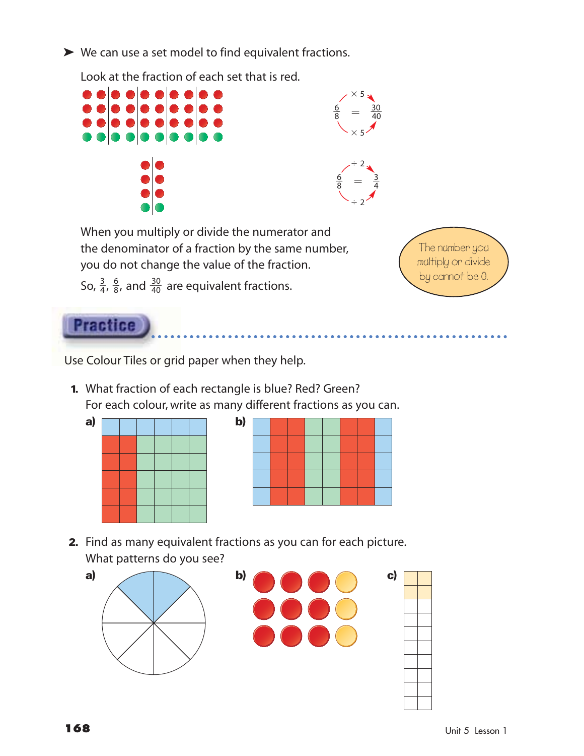➤ We can use a set model to find equivalent fractions.

Look at the fraction of each set that is red.

$$\frac{6}{8} \overset{\times 5}{=} \frac{30}{40}$$

$$\frac{6}{8} \overset{\div 2}{=} \frac{3}{4}$$

When you multiply or divide the numerator and the denominator of a fraction by the same number, you do not change the value of the fraction.

So, $\frac{3}{4}$, $\frac{6}{8}$, and $\frac{30}{40}$ are equivalent fractions.

The number you multiply or divide by cannot be 0.

## Practice

Use Colour Tiles or grid paper when they help.

1. What fraction of each rectangle is blue? Red? Green?
   For each colour, write as many different fractions as you can.

   a)

   b)

2. Find as many equivalent fractions as you can for each picture.
   What patterns do you see?

   a)

   b)

   c)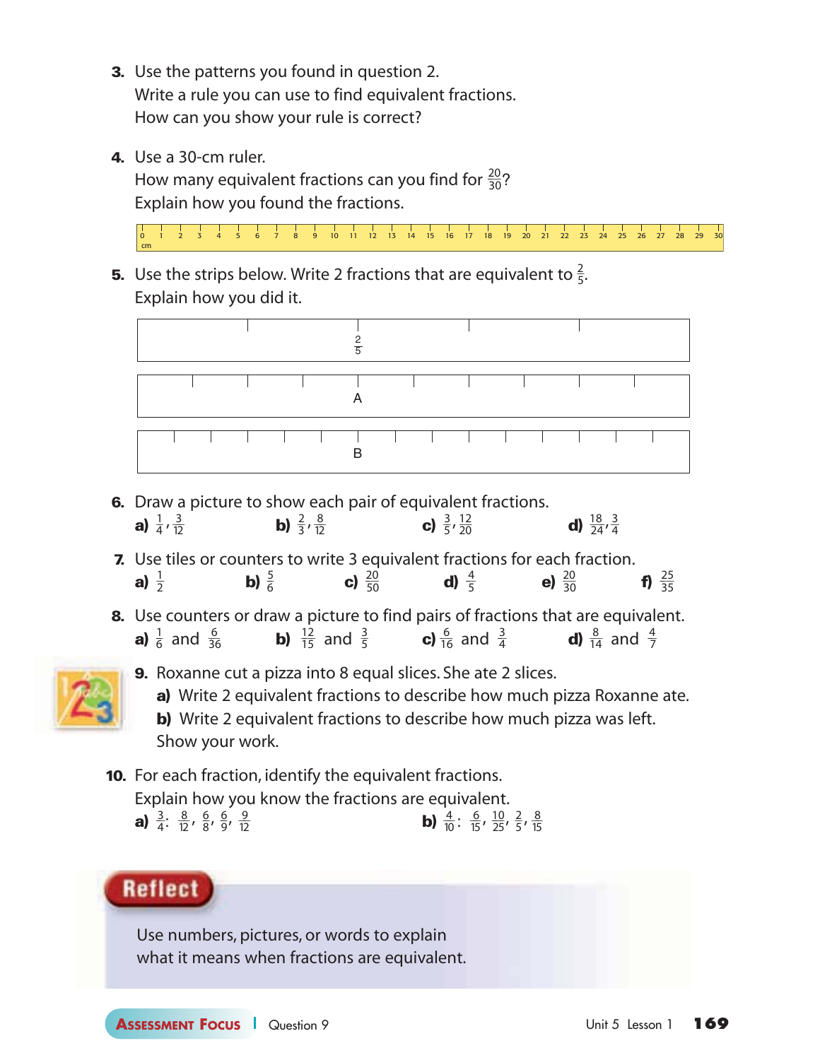3. Use the patterns you found in question 2.
   Write a rule you can use to find equivalent fractions.
   How can you show your rule is correct?

4. Use a 30-cm ruler.
   How many equivalent fractions can you find for $\frac{20}{30}$?
   Explain how you found the fractions.

0 1 2 3 4 5 6 7 8 9 10 11 12 13 14 15 16 17 18 19 20 21 22 23 24 25 26 27 28 29 30
cm

5. Use the strips below. Write 2 fractions that are equivalent to $\frac{2}{5}$.
   Explain how you did it.

$\frac{2}{5}$

A

B

6. Draw a picture to show each pair of equivalent fractions.
   **a)** $\frac{1}{4}, \frac{3}{12}$ **b)** $\frac{2}{3}, \frac{8}{12}$ **c)** $\frac{3}{5}, \frac{12}{20}$ **d)** $\frac{18}{24}, \frac{3}{4}$

7. Use tiles or counters to write 3 equivalent fractions for each fraction.
   **a)** $\frac{1}{2}$ **b)** $\frac{5}{6}$ **c)** $\frac{20}{50}$ **d)** $\frac{4}{5}$ **e)** $\frac{20}{30}$ **f)** $\frac{25}{35}$

8. Use counters or draw a picture to find pairs of fractions that are equivalent.
   **a)** $\frac{1}{6}$ and $\frac{6}{36}$ **b)** $\frac{12}{15}$ and $\frac{3}{5}$ **c)** $\frac{6}{16}$ and $\frac{3}{4}$ **d)** $\frac{8}{14}$ and $\frac{4}{7}$

9. Roxanne cut a pizza into 8 equal slices. She ate 2 slices.
   **a)** Write 2 equivalent fractions to describe how much pizza Roxanne ate.
   **b)** Write 2 equivalent fractions to describe how much pizza was left.
   Show your work.

10. For each fraction, identify the equivalent fractions.
    Explain how you know the fractions are equivalent.
    **a)** $\frac{3}{4}$: $\frac{8}{12}, \frac{6}{8}, \frac{6}{9}, \frac{9}{12}$ **b)** $\frac{4}{10}$: $\frac{6}{15}, \frac{10}{25}, \frac{2}{5}, \frac{8}{15}$

## Reflect

Use numbers, pictures, or words to explain what it means when fractions are equivalent.

**Assessment Focus** | Question 9